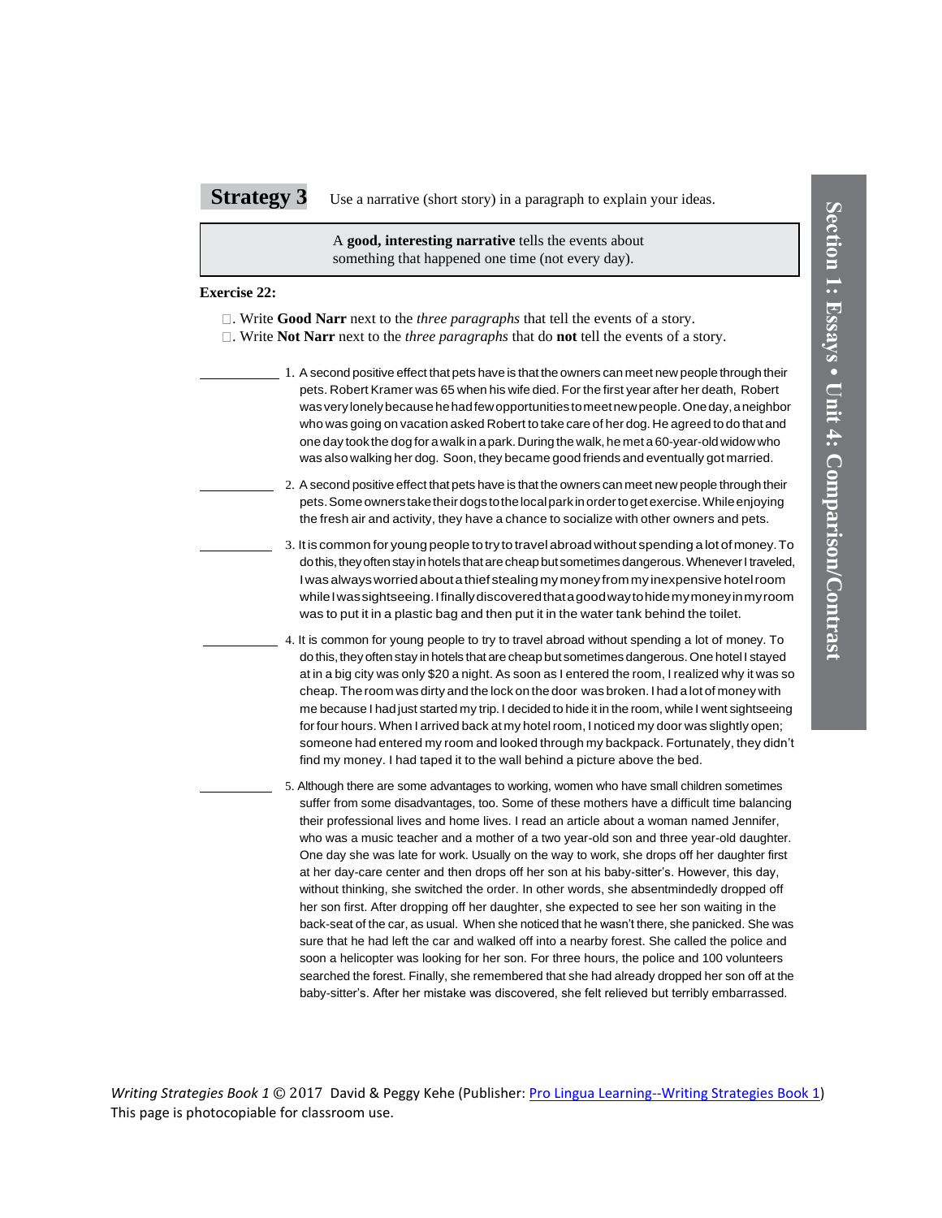**Strategy 3** Use a narrative (short story) in a paragraph to explain your ideas.

> A **good, interesting narrative** tells the events about something that happened one time (not every day).

**Exercise 22:**

- . Write **Good Narr** next to the *three paragraphs* that tell the events of a story.
- . Write **Not Narr** next to the *three paragraphs* that do **not** tell the events of a story.

__________ 1. A second positive effect that pets have is that the owners can meet new people through their pets. Robert Kramer was 65 when his wife died. For the first year after her death, Robert was very lonely because he had few opportunities to meet new people. One day, a neighbor who was going on vacation asked Robert to take care of her dog. He agreed to do that and one day took the dog for a walk in a park. During the walk, he met a 60-year-old widow who was also walking her dog. Soon, they became good friends and eventually got married.

__________ 2. A second positive effect that pets have is that the owners can meet new people through their pets. Some owners take their dogs to the local park in order to get exercise. While enjoying the fresh air and activity, they have a chance to socialize with other owners and pets.

__________ 3. It is common for young people to try to travel abroad without spending a lot of money. To do this, they often stay in hotels that are cheap but sometimes dangerous. Whenever I traveled, I was always worried about a thief stealing my money from my inexpensive hotel room while I was sightseeing. I finally discovered that a good way to hide my money in my room was to put it in a plastic bag and then put it in the water tank behind the toilet.

__________ 4. It is common for young people to try to travel abroad without spending a lot of money. To do this, they often stay in hotels that are cheap but sometimes dangerous. One hotel I stayed at in a big city was only $20 a night. As soon as I entered the room, I realized why it was so cheap. The room was dirty and the lock on the door was broken. I had a lot of money with me because I had just started my trip. I decided to hide it in the room, while I went sightseeing for four hours. When I arrived back at my hotel room, I noticed my door was slightly open; someone had entered my room and looked through my backpack. Fortunately, they didn't find my money. I had taped it to the wall behind a picture above the bed.

__________ 5. Although there are some advantages to working, women who have small children sometimes suffer from some disadvantages, too. Some of these mothers have a difficult time balancing their professional lives and home lives. I read an article about a woman named Jennifer, who was a music teacher and a mother of a two year-old son and three year-old daughter. One day she was late for work. Usually on the way to work, she drops off her daughter first at her day-care center and then drops off her son at his baby-sitter's. However, this day, without thinking, she switched the order. In other words, she absentmindedly dropped off her son first. After dropping off her daughter, she expected to see her son waiting in the back-seat of the car, as usual. When she noticed that he wasn't there, she panicked. She was sure that he had left the car and walked off into a nearby forest. She called the police and soon a helicopter was looking for her son. For three hours, the police and 100 volunteers searched the forest. Finally, she remembered that she had already dropped her son off at the baby-sitter's. After her mistake was discovered, she felt relieved but terribly embarrassed.

*Writing Strategies Book 1* © 2017 David & Peggy Kehe (Publisher: Pro Lingua Learning--Writing Strategies Book 1)
This page is photocopiable for classroom use.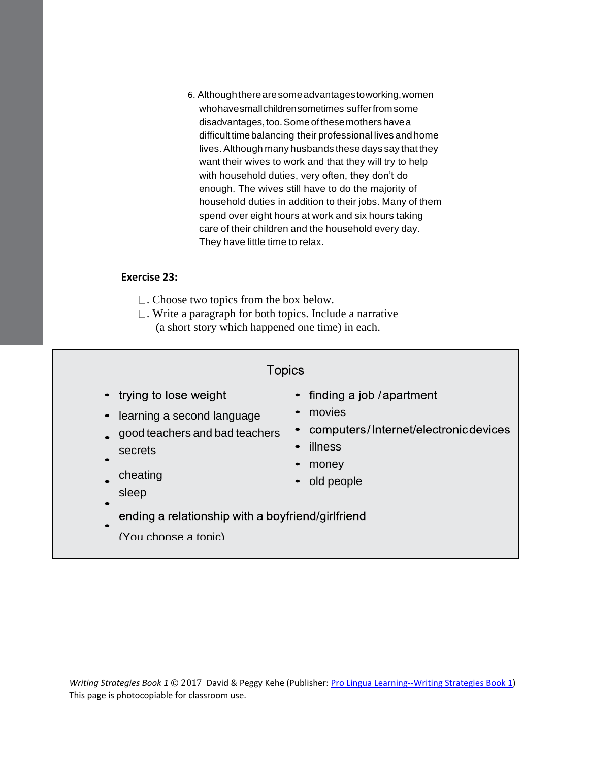\_\_\_\_\_\_\_\_\_\_ 6. Although there are some advantages to working, women who have small children sometimes suffer from some disadvantages, too. Some of these mothers have a difficult time balancing their professional lives and home lives. Although many husbands these days say that they want their wives to work and that they will try to help with household duties, very often, they don't do enough. The wives still have to do the majority of household duties in addition to their jobs. Many of them spend over eight hours at work and six hours taking care of their children and the household every day. They have little time to relax.

**Exercise 23:**

□. Choose two topics from the box below.
□. Write a paragraph for both topics. Include a narrative (a short story which happened one time) in each.

### Topics

- trying to lose weight
- learning a second language
- good teachers and bad teachers
- secrets
- cheating
- sleep
- ending a relationship with a boyfriend/girlfriend
- (You choose a topic)
- finding a job / apartment
- movies
- computers / Internet / electronic devices
- illness
- money
- old people

*Writing Strategies Book 1* © 2017 David & Peggy Kehe (Publisher: Pro Lingua Learning--Writing Strategies Book 1)
This page is photocopiable for classroom use.